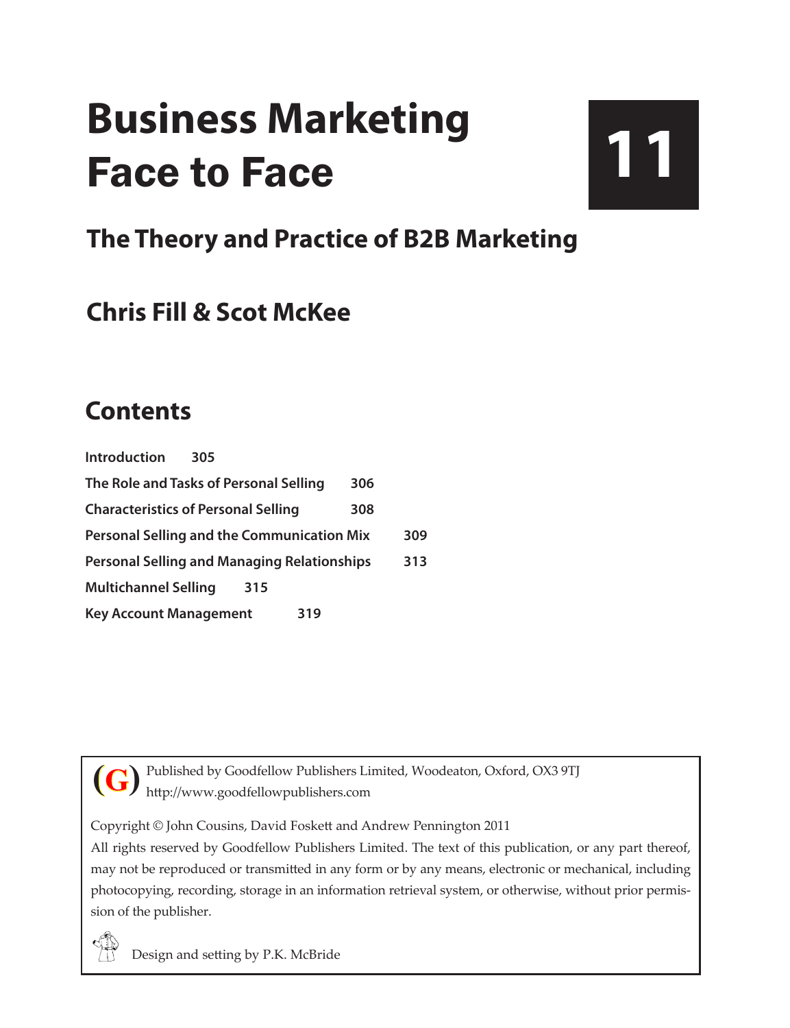# Business Marketing Face to Face

**11**

## The Theory and Practice of B2B Marketing

## Chris Fill & Scot McKee

## Contents

**Introduction** 305

**The Role and Tasks of Personal Selling** 306

**Characteristics of Personal Selling** 308

**Personal Selling and the Communication Mix** 309

**Personal Selling and Managing Relationships** 313

**Multichannel Selling** 315

**Key Account Management** 319

(G) Published by Goodfellow Publishers Limited, Woodeaton, Oxford, OX3 9TJ
http://www.goodfellowpublishers.com

Copyright © John Cousins, David Foskett and Andrew Pennington 2011

All rights reserved by Goodfellow Publishers Limited. The text of this publication, or any part thereof, may not be reproduced or transmitted in any form or by any means, electronic or mechanical, including photocopying, recording, storage in an information retrieval system, or otherwise, without prior permission of the publisher.

Design and setting by P.K. McBride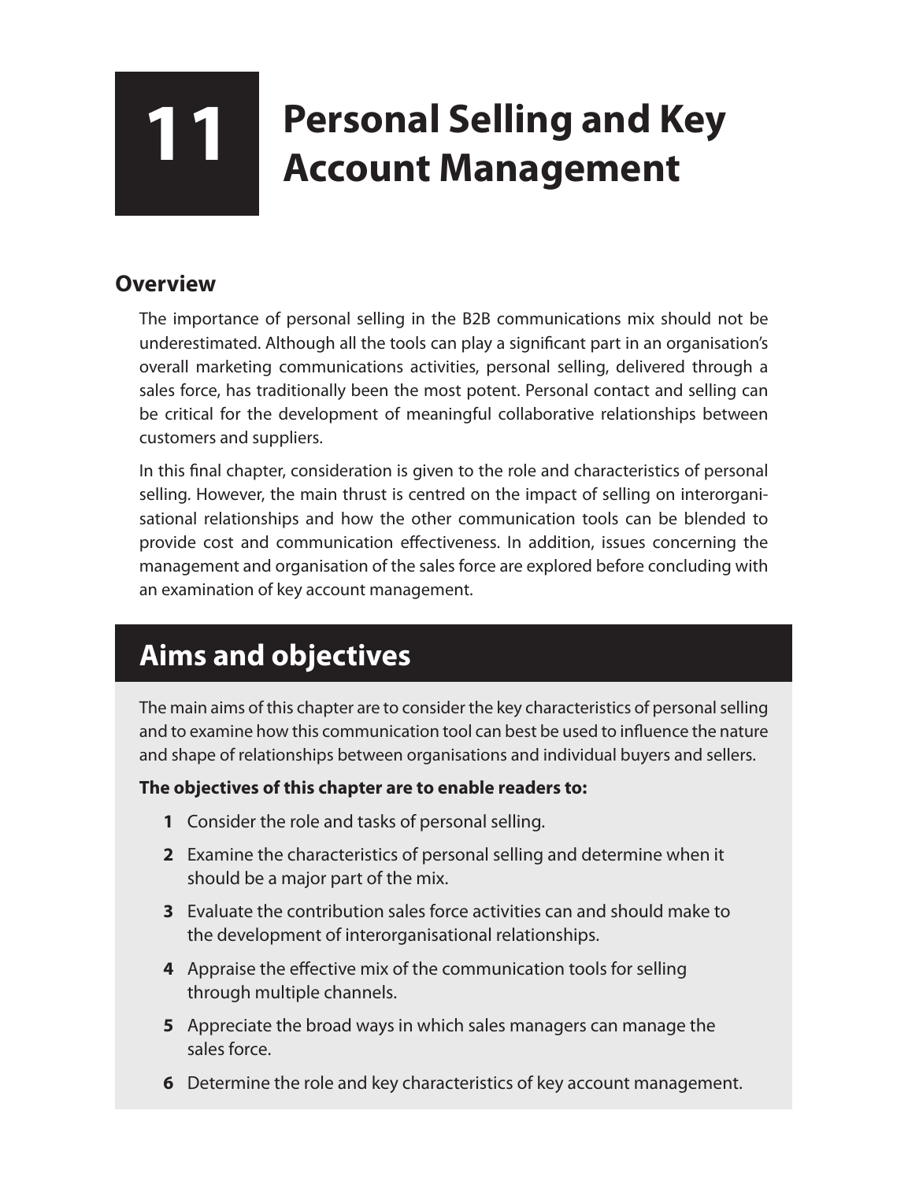# 11 Personal Selling and Key Account Management

## Overview

The importance of personal selling in the B2B communications mix should not be underestimated. Although all the tools can play a significant part in an organisation's overall marketing communications activities, personal selling, delivered through a sales force, has traditionally been the most potent. Personal contact and selling can be critical for the development of meaningful collaborative relationships between customers and suppliers.

In this final chapter, consideration is given to the role and characteristics of personal selling. However, the main thrust is centred on the impact of selling on interorganisational relationships and how the other communication tools can be blended to provide cost and communication effectiveness. In addition, issues concerning the management and organisation of the sales force are explored before concluding with an examination of key account management.

## Aims and objectives

The main aims of this chapter are to consider the key characteristics of personal selling and to examine how this communication tool can best be used to influence the nature and shape of relationships between organisations and individual buyers and sellers.

**The objectives of this chapter are to enable readers to:**

1. Consider the role and tasks of personal selling.
2. Examine the characteristics of personal selling and determine when it should be a major part of the mix.
3. Evaluate the contribution sales force activities can and should make to the development of interorganisational relationships.
4. Appraise the effective mix of the communication tools for selling through multiple channels.
5. Appreciate the broad ways in which sales managers can manage the sales force.
6. Determine the role and key characteristics of key account management.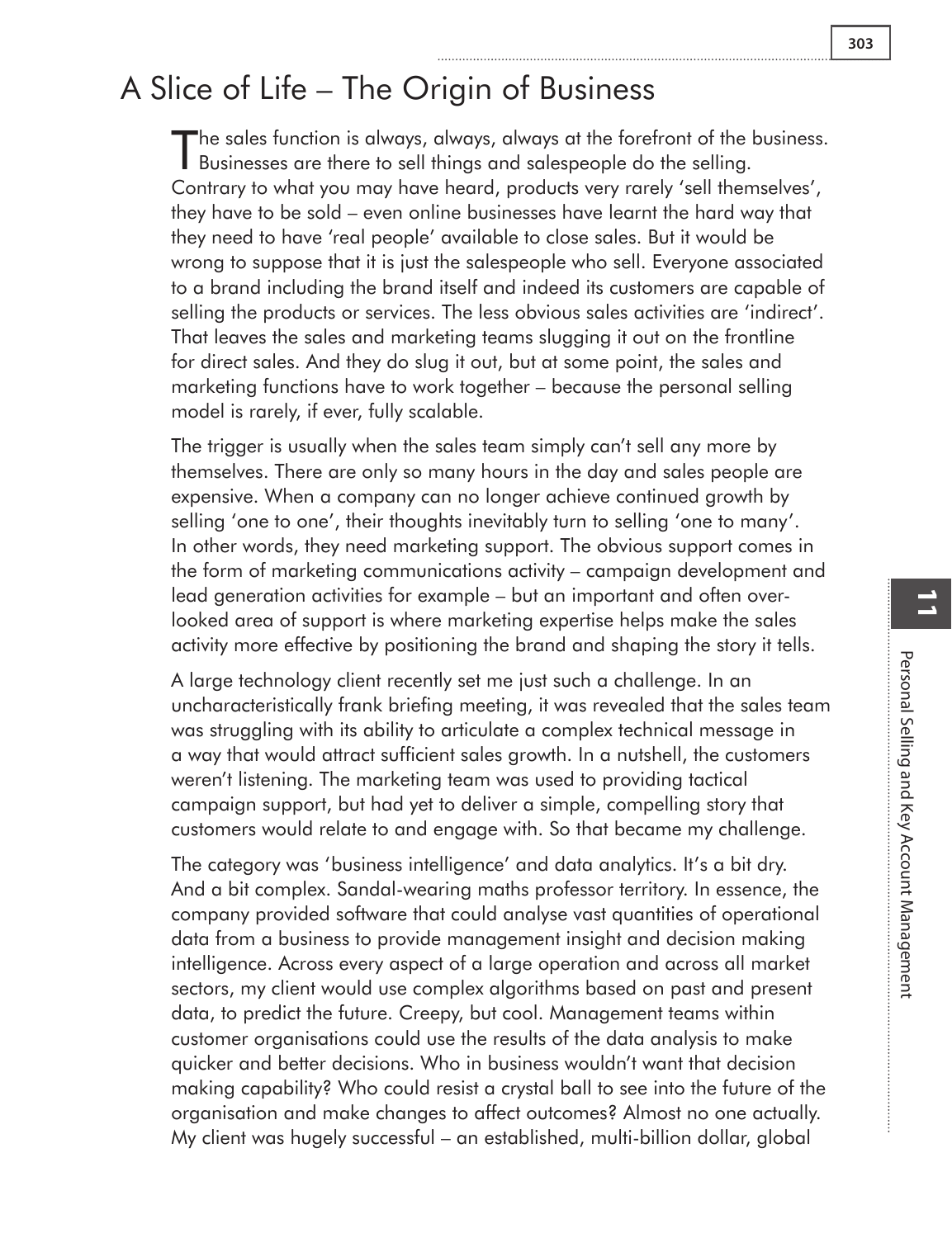# A Slice of Life – The Origin of Business

The sales function is always, always, always at the forefront of the business. Businesses are there to sell things and salespeople do the selling. Contrary to what you may have heard, products very rarely 'sell themselves', they have to be sold – even online businesses have learnt the hard way that they need to have 'real people' available to close sales. But it would be wrong to suppose that it is just the salespeople who sell. Everyone associated to a brand including the brand itself and indeed its customers are capable of selling the products or services. The less obvious sales activities are 'indirect'. That leaves the sales and marketing teams slugging it out on the frontline for direct sales. And they do slug it out, but at some point, the sales and marketing functions have to work together – because the personal selling model is rarely, if ever, fully scalable.

The trigger is usually when the sales team simply can't sell any more by themselves. There are only so many hours in the day and sales people are expensive. When a company can no longer achieve continued growth by selling 'one to one', their thoughts inevitably turn to selling 'one to many'. In other words, they need marketing support. The obvious support comes in the form of marketing communications activity – campaign development and lead generation activities for example – but an important and often over-looked area of support is where marketing expertise helps make the sales activity more effective by positioning the brand and shaping the story it tells.

A large technology client recently set me just such a challenge. In an uncharacteristically frank briefing meeting, it was revealed that the sales team was struggling with its ability to articulate a complex technical message in a way that would attract sufficient sales growth. In a nutshell, the customers weren't listening. The marketing team was used to providing tactical campaign support, but had yet to deliver a simple, compelling story that customers would relate to and engage with. So that became my challenge.

The category was 'business intelligence' and data analytics. It's a bit dry. And a bit complex. Sandal-wearing maths professor territory. In essence, the company provided software that could analyse vast quantities of operational data from a business to provide management insight and decision making intelligence. Across every aspect of a large operation and across all market sectors, my client would use complex algorithms based on past and present data, to predict the future. Creepy, but cool. Management teams within customer organisations could use the results of the data analysis to make quicker and better decisions. Who in business wouldn't want that decision making capability? Who could resist a crystal ball to see into the future of the organisation and make changes to affect outcomes? Almost no one actually. My client was hugely successful – an established, multi-billion dollar, global